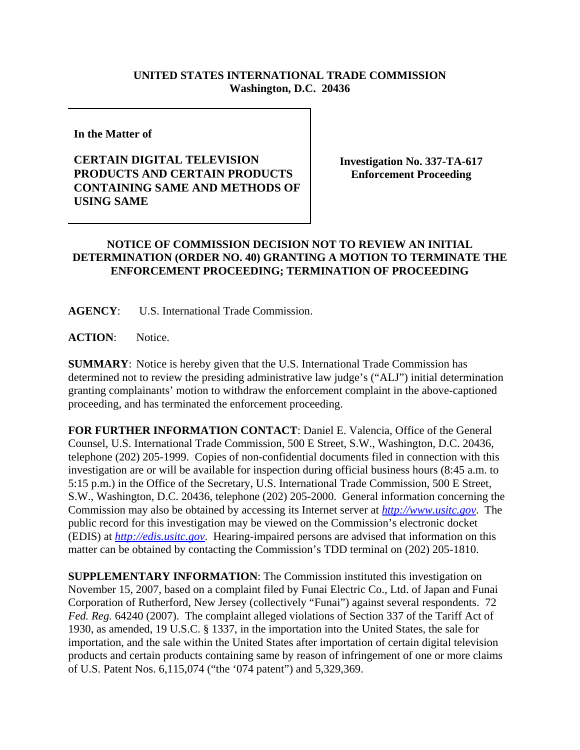**UNITED STATES INTERNATIONAL TRADE COMMISSION**
**Washington, D.C. 20436**

**In the Matter of**

**CERTAIN DIGITAL TELEVISION PRODUCTS AND CERTAIN PRODUCTS CONTAINING SAME AND METHODS OF USING SAME**

**Investigation No. 337-TA-617**
**Enforcement Proceeding**

## NOTICE OF COMMISSION DECISION NOT TO REVIEW AN INITIAL DETERMINATION (ORDER NO. 40) GRANTING A MOTION TO TERMINATE THE ENFORCEMENT PROCEEDING; TERMINATION OF PROCEEDING

**AGENCY**: U.S. International Trade Commission.

**ACTION**: Notice.

**SUMMARY**: Notice is hereby given that the U.S. International Trade Commission has determined not to review the presiding administrative law judge's ("ALJ") initial determination granting complainants' motion to withdraw the enforcement complaint in the above-captioned proceeding, and has terminated the enforcement proceeding.

**FOR FURTHER INFORMATION CONTACT**: Daniel E. Valencia, Office of the General Counsel, U.S. International Trade Commission, 500 E Street, S.W., Washington, D.C. 20436, telephone (202) 205-1999. Copies of non-confidential documents filed in connection with this investigation are or will be available for inspection during official business hours (8:45 a.m. to 5:15 p.m.) in the Office of the Secretary, U.S. International Trade Commission, 500 E Street, S.W., Washington, D.C. 20436, telephone (202) 205-2000. General information concerning the Commission may also be obtained by accessing its Internet server at *http://www.usitc.gov*. The public record for this investigation may be viewed on the Commission's electronic docket (EDIS) at *http://edis.usitc.gov*. Hearing-impaired persons are advised that information on this matter can be obtained by contacting the Commission's TDD terminal on (202) 205-1810.

**SUPPLEMENTARY INFORMATION**: The Commission instituted this investigation on November 15, 2007, based on a complaint filed by Funai Electric Co., Ltd. of Japan and Funai Corporation of Rutherford, New Jersey (collectively "Funai") against several respondents. 72 *Fed. Reg.* 64240 (2007). The complaint alleged violations of Section 337 of the Tariff Act of 1930, as amended, 19 U.S.C. § 1337, in the importation into the United States, the sale for importation, and the sale within the United States after importation of certain digital television products and certain products containing same by reason of infringement of one or more claims of U.S. Patent Nos. 6,115,074 ("the '074 patent") and 5,329,369.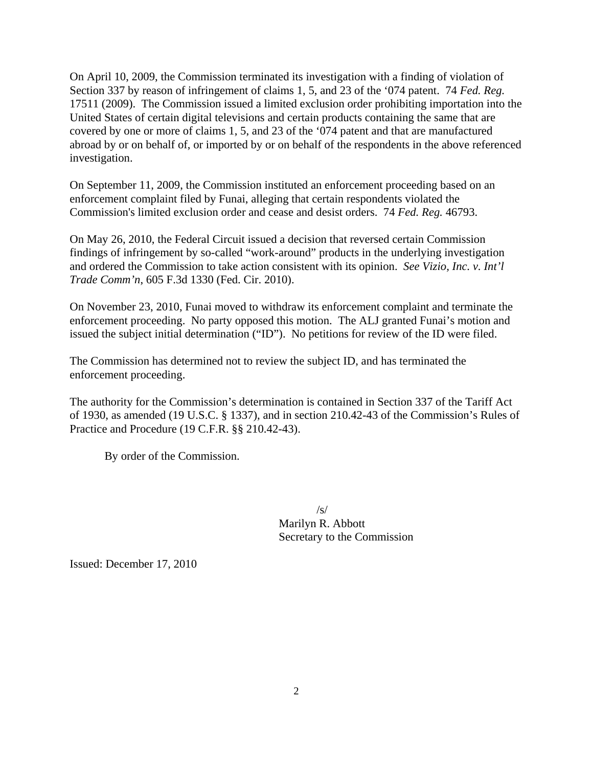On April 10, 2009, the Commission terminated its investigation with a finding of violation of Section 337 by reason of infringement of claims 1, 5, and 23 of the '074 patent. 74 *Fed. Reg.* 17511 (2009). The Commission issued a limited exclusion order prohibiting importation into the United States of certain digital televisions and certain products containing the same that are covered by one or more of claims 1, 5, and 23 of the '074 patent and that are manufactured abroad by or on behalf of, or imported by or on behalf of the respondents in the above referenced investigation.

On September 11, 2009, the Commission instituted an enforcement proceeding based on an enforcement complaint filed by Funai, alleging that certain respondents violated the Commission's limited exclusion order and cease and desist orders. 74 *Fed. Reg.* 46793.

On May 26, 2010, the Federal Circuit issued a decision that reversed certain Commission findings of infringement by so-called "work-around" products in the underlying investigation and ordered the Commission to take action consistent with its opinion. *See Vizio, Inc. v. Int'l Trade Comm'n*, 605 F.3d 1330 (Fed. Cir. 2010).

On November 23, 2010, Funai moved to withdraw its enforcement complaint and terminate the enforcement proceeding. No party opposed this motion. The ALJ granted Funai's motion and issued the subject initial determination ("ID"). No petitions for review of the ID were filed.

The Commission has determined not to review the subject ID, and has terminated the enforcement proceeding.

The authority for the Commission's determination is contained in Section 337 of the Tariff Act of 1930, as amended (19 U.S.C. § 1337), and in section 210.42-43 of the Commission's Rules of Practice and Procedure (19 C.F.R. §§ 210.42-43).

By order of the Commission.

/s/
Marilyn R. Abbott
Secretary to the Commission

Issued: December 17, 2010